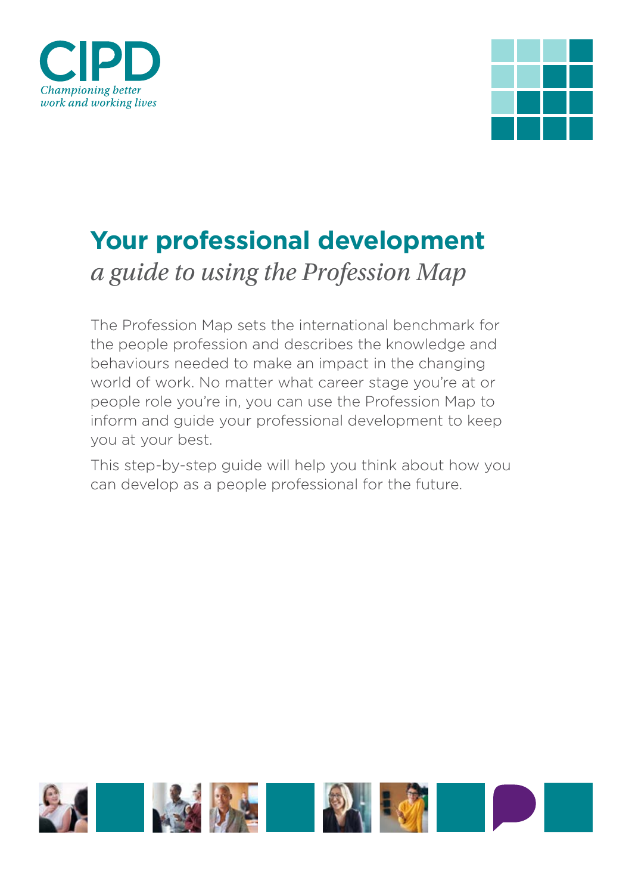CIPD

*Championing better work and working lives*

# Your professional development

*a guide to using the Profession Map*

The Profession Map sets the international benchmark for the people profession and describes the knowledge and behaviours needed to make an impact in the changing world of work. No matter what career stage you're at or people role you're in, you can use the Profession Map to inform and guide your professional development to keep you at your best.

This step-by-step guide will help you think about how you can develop as a people professional for the future.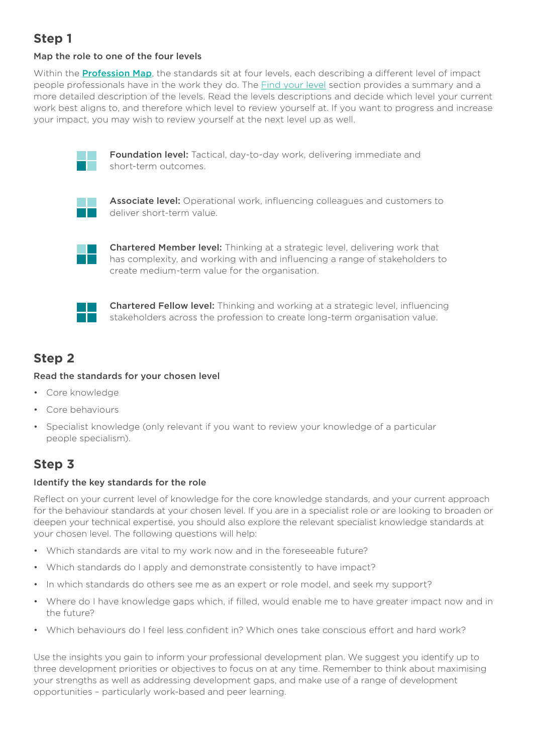## Step 1

### Map the role to one of the four levels

Within the **Profession Map**, the standards sit at four levels, each describing a different level of impact people professionals have in the work they do. The Find your level section provides a summary and a more detailed description of the levels. Read the levels descriptions and decide which level your current work best aligns to, and therefore which level to review yourself at. If you want to progress and increase your impact, you may wish to review yourself at the next level up as well.

**Foundation level:** Tactical, day-to-day work, delivering immediate and short-term outcomes.

**Associate level:** Operational work, influencing colleagues and customers to deliver short-term value.

**Chartered Member level:** Thinking at a strategic level, delivering work that has complexity, and working with and influencing a range of stakeholders to create medium-term value for the organisation.

**Chartered Fellow level:** Thinking and working at a strategic level, influencing stakeholders across the profession to create long-term organisation value.

## Step 2

### Read the standards for your chosen level

- Core knowledge
- Core behaviours
- Specialist knowledge (only relevant if you want to review your knowledge of a particular people specialism).

## Step 3

### Identify the key standards for the role

Reflect on your current level of knowledge for the core knowledge standards, and your current approach for the behaviour standards at your chosen level. If you are in a specialist role or are looking to broaden or deepen your technical expertise, you should also explore the relevant specialist knowledge standards at your chosen level. The following questions will help:

- Which standards are vital to my work now and in the foreseeable future?
- Which standards do I apply and demonstrate consistently to have impact?
- In which standards do others see me as an expert or role model, and seek my support?
- Where do I have knowledge gaps which, if filled, would enable me to have greater impact now and in the future?
- Which behaviours do I feel less confident in? Which ones take conscious effort and hard work?

Use the insights you gain to inform your professional development plan. We suggest you identify up to three development priorities or objectives to focus on at any time. Remember to think about maximising your strengths as well as addressing development gaps, and make use of a range of development opportunities – particularly work-based and peer learning.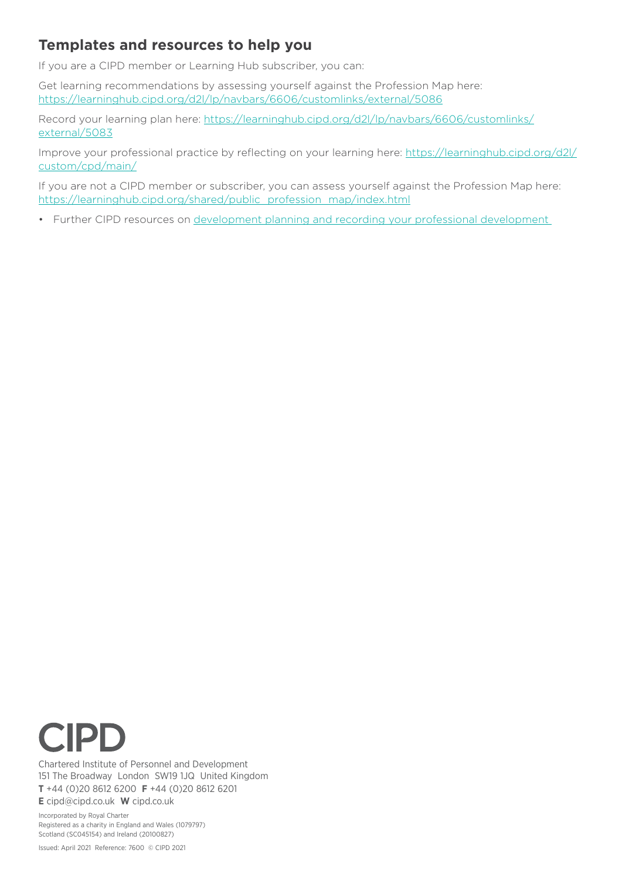## Templates and resources to help you

If you are a CIPD member or Learning Hub subscriber, you can:

Get learning recommendations by assessing yourself against the Profession Map here: https://learninghub.cipd.org/d2l/lp/navbars/6606/customlinks/external/5086

Record your learning plan here: https://learninghub.cipd.org/d2l/lp/navbars/6606/customlinks/external/5083

Improve your professional practice by reflecting on your learning here: https://learninghub.cipd.org/d2l/custom/cpd/main/

If you are not a CIPD member or subscriber, you can assess yourself against the Profession Map here: https://learninghub.cipd.org/shared/public_profession_map/index.html

- Further CIPD resources on development planning and recording your professional development

CIPD

Chartered Institute of Personnel and Development
151 The Broadway London SW19 1JQ United Kingdom
**T** +44 (0)20 8612 6200 **F** +44 (0)20 8612 6201
**E** cipd@cipd.co.uk **W** cipd.co.uk

Incorporated by Royal Charter
Registered as a charity in England and Wales (1079797)
Scotland (SC045154) and Ireland (20100827)

Issued: April 2021 Reference: 7600 © CIPD 2021